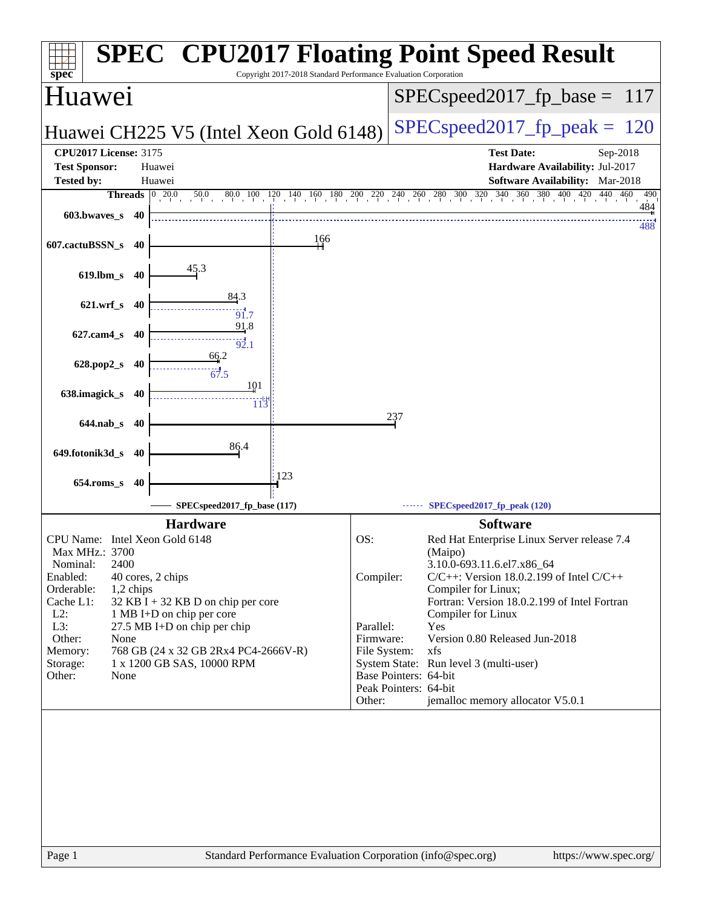# SPEC CPU2017 Floating Point Speed Result

Copyright 2017-2018 Standard Performance Evaluation Corporation

## Huawei

**Huawei CH225 V5 (Intel Xeon Gold 6148)**

SPECspeed2017_fp_base = 117

SPECspeed2017_fp_peak = 120

| | | | |
|---|---|---|---|
| **CPU2017 License:** | 3175 | **Test Date:** | Sep-2018 |
| **Test Sponsor:** | Huawei | **Hardware Availability:** | Jul-2017 |
| **Tested by:** | Huawei | **Software Availability:** | Mar-2018 |

| Benchmark | Threads | Base | Peak |
|---|---|---|---|
| 603.bwaves_s | 40 | 484 | 488 |
| 607.cactuBSSN_s | 40 | 166 | |
| 619.lbm_s | 40 | 45.3 | |
| 621.wrf_s | 40 | 84.3 | 91.7 |
| 627.cam4_s | 40 | 91.8 | 92.1 |
| 628.pop2_s | 40 | 66.2 | 67.5 |
| 638.imagick_s | 40 | 101 | 113 |
| 644.nab_s | 40 | 237 | |
| 649.fotonik3d_s | 40 | 86.4 | |
| 654.roms_s | 40 | 123 | |

SPECspeed2017_fp_base (117) — SPECspeed2017_fp_peak (120)

## Hardware

| | |
|---|---|
| CPU Name: | Intel Xeon Gold 6148 |
| Max MHz.: | 3700 |
| Nominal: | 2400 |
| Enabled: | 40 cores, 2 chips |
| Orderable: | 1,2 chips |
| Cache L1: | 32 KB I + 32 KB D on chip per core |
| L2: | 1 MB I+D on chip per core |
| L3: | 27.5 MB I+D on chip per chip |
| Other: | None |
| Memory: | 768 GB (24 x 32 GB 2Rx4 PC4-2666V-R) |
| Storage: | 1 x 1200 GB SAS, 10000 RPM |
| Other: | None |

## Software

| | |
|---|---|
| OS: | Red Hat Enterprise Linux Server release 7.4 (Maipo) 3.10.0-693.11.6.el7.x86_64 |
| Compiler: | C/C++: Version 18.0.2.199 of Intel C/C++ Compiler for Linux; Fortran: Version 18.0.2.199 of Intel Fortran Compiler for Linux |
| Parallel: | Yes |
| Firmware: | Version 0.80 Released Jun-2018 |
| File System: | xfs |
| System State: | Run level 3 (multi-user) |
| Base Pointers: | 64-bit |
| Peak Pointers: | 64-bit |
| Other: | jemalloc memory allocator V5.0.1 |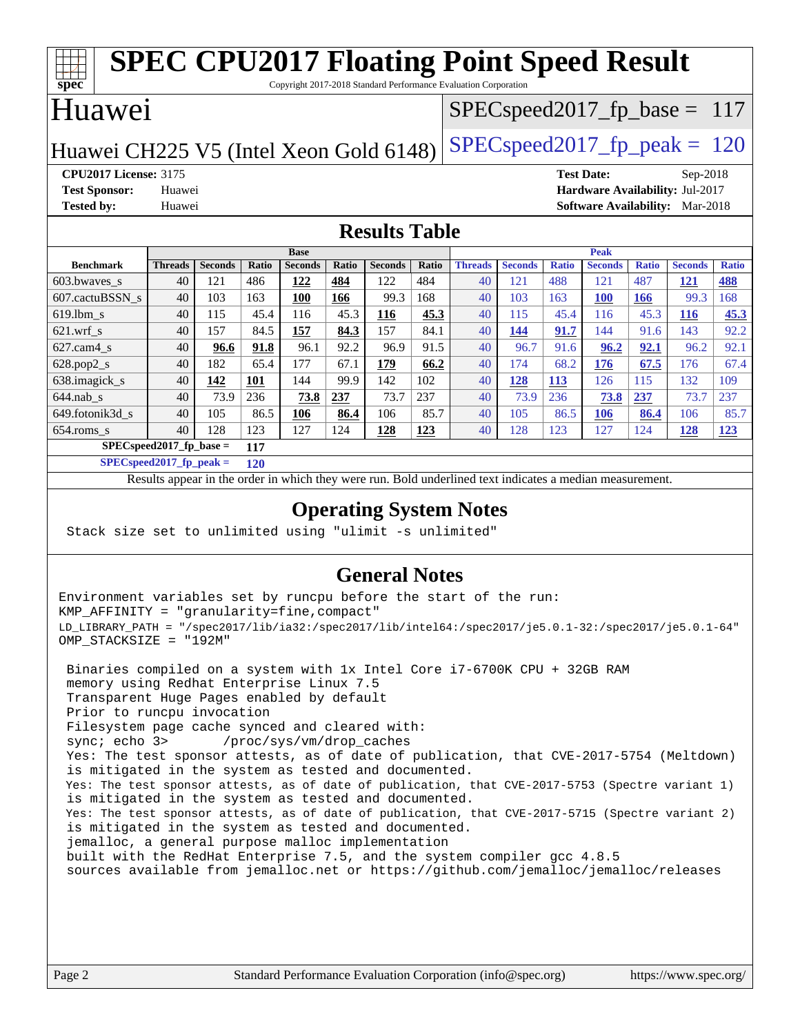# SPEC CPU2017 Floating Point Speed Result

Copyright 2017-2018 Standard Performance Evaluation Corporation

## Huawei

Huawei CH225 V5 (Intel Xeon Gold 6148)

SPECspeed2017_fp_base = 117

SPECspeed2017_fp_peak = 120

**CPU2017 License:** 3175
**Test Sponsor:** Huawei
**Tested by:** Huawei

**Test Date:** Sep-2018
**Hardware Availability:** Jul-2017
**Software Availability:** Mar-2018

## Results Table

| Benchmark | Base | | | | | | | Peak | | | | | | |
|---|---|---|---|---|---|---|---|---|---|---|---|---|---|---|
| | Threads | Seconds | Ratio | Seconds | Ratio | Seconds | Ratio | Threads | Seconds | Ratio | Seconds | Ratio | Seconds | Ratio |
| 603.bwaves_s | 40 | 121 | 486 | **122** | **484** | 122 | 484 | 40 | 121 | 488 | 121 | 487 | **121** | **488** |
| 607.cactuBSSN_s | 40 | 103 | 163 | **100** | **166** | 99.3 | 168 | 40 | 103 | 163 | **100** | **166** | 99.3 | 168 |
| 619.lbm_s | 40 | 115 | 45.4 | 116 | 45.3 | **116** | **45.3** | 40 | 115 | 45.4 | 116 | 45.3 | **116** | **45.3** |
| 621.wrf_s | 40 | 157 | 84.5 | **157** | **84.3** | 157 | 84.1 | 40 | **144** | **91.7** | 144 | 91.6 | 143 | 92.2 |
| 627.cam4_s | 40 | **96.6** | **91.8** | 96.1 | 92.2 | 96.9 | 91.5 | 40 | 96.7 | 91.6 | **96.2** | **92.1** | 96.2 | 92.1 |
| 628.pop2_s | 40 | 182 | 65.4 | 177 | 67.1 | **179** | **66.2** | 40 | 174 | 68.2 | **176** | **67.5** | 176 | 67.4 |
| 638.imagick_s | 40 | **142** | **101** | 144 | 99.9 | 142 | 102 | 40 | **128** | **113** | 126 | 115 | 132 | 109 |
| 644.nab_s | 40 | 73.9 | 236 | **73.8** | **237** | 73.7 | 237 | 40 | 73.9 | 236 | **73.8** | **237** | 73.7 | 237 |
| 649.fotonik3d_s | 40 | 105 | 86.5 | **106** | **86.4** | 106 | 85.7 | 40 | 105 | 86.5 | **106** | **86.4** | 106 | 85.7 |
| 654.roms_s | 40 | 128 | 123 | 127 | 124 | **128** | **123** | 40 | 128 | 123 | 127 | 124 | **128** | **123** |

**SPECspeed2017_fp_base = 117**

**SPECspeed2017_fp_peak = 120**

Results appear in the order in which they were run. Bold underlined text indicates a median measurement.

## Operating System Notes

```
Stack size set to unlimited using "ulimit -s unlimited"
```

## General Notes

```
Environment variables set by runcpu before the start of the run:
KMP_AFFINITY = "granularity=fine,compact"
LD_LIBRARY_PATH = "/spec2017/lib/ia32:/spec2017/lib/intel64:/spec2017/je5.0.1-32:/spec2017/je5.0.1-64"
OMP_STACKSIZE = "192M"

 Binaries compiled on a system with 1x Intel Core i7-6700K CPU + 32GB RAM
 memory using Redhat Enterprise Linux 7.5
 Transparent Huge Pages enabled by default
 Prior to runcpu invocation
 Filesystem page cache synced and cleared with:
 sync; echo 3>       /proc/sys/vm/drop_caches
 Yes: The test sponsor attests, as of date of publication, that CVE-2017-5754 (Meltdown)
 is mitigated in the system as tested and documented.
 Yes: The test sponsor attests, as of date of publication, that CVE-2017-5753 (Spectre variant 1)
 is mitigated in the system as tested and documented.
 Yes: The test sponsor attests, as of date of publication, that CVE-2017-5715 (Spectre variant 2)
 is mitigated in the system as tested and documented.
 jemalloc, a general purpose malloc implementation
 built with the RedHat Enterprise 7.5, and the system compiler gcc 4.8.5
 sources available from jemalloc.net or https://github.com/jemalloc/jemalloc/releases
```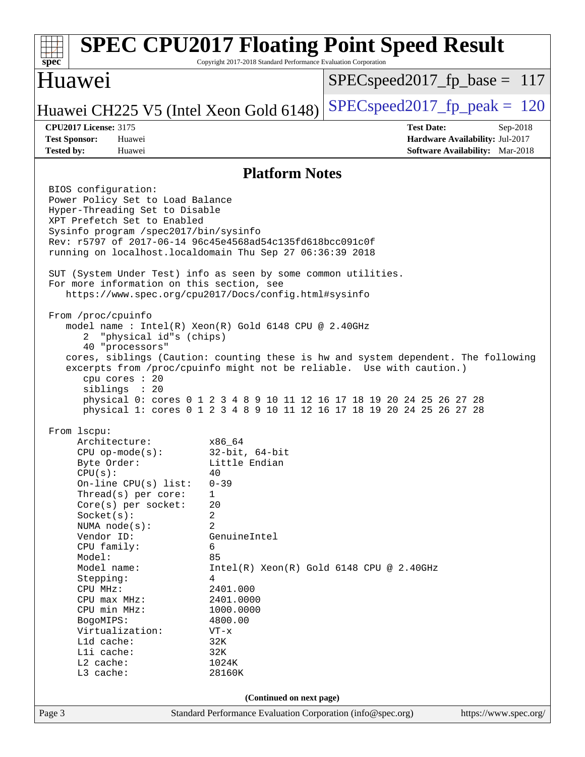# SPEC CPU2017 Floating Point Speed Result

Copyright 2017-2018 Standard Performance Evaluation Corporation

## Huawei

Huawei CH225 V5 (Intel Xeon Gold 6148)

SPECspeed2017_fp_base = 117

SPECspeed2017_fp_peak = 120

**CPU2017 License:** 3175
**Test Sponsor:** Huawei
**Tested by:** Huawei

**Test Date:** Sep-2018
**Hardware Availability:** Jul-2017
**Software Availability:** Mar-2018

### Platform Notes

```
BIOS configuration:
Power Policy Set to Load Balance
Hyper-Threading Set to Disable
XPT Prefetch Set to Enabled
Sysinfo program /spec2017/bin/sysinfo
Rev: r5797 of 2017-06-14 96c45e4568ad54c135fd618bcc091c0f
running on localhost.localdomain Thu Sep 27 06:36:39 2018

SUT (System Under Test) info as seen by some common utilities.
For more information on this section, see
   https://www.spec.org/cpu2017/Docs/config.html#sysinfo

From /proc/cpuinfo
   model name : Intel(R) Xeon(R) Gold 6148 CPU @ 2.40GHz
      2  "physical id"s (chips)
      40 "processors"
   cores, siblings (Caution: counting these is hw and system dependent. The following
   excerpts from /proc/cpuinfo might not be reliable.  Use with caution.)
      cpu cores : 20
      siblings  : 20
      physical 0: cores 0 1 2 3 4 8 9 10 11 12 16 17 18 19 20 24 25 26 27 28
      physical 1: cores 0 1 2 3 4 8 9 10 11 12 16 17 18 19 20 24 25 26 27 28

From lscpu:
     Architecture:          x86_64
     CPU op-mode(s):        32-bit, 64-bit
     Byte Order:            Little Endian
     CPU(s):                40
     On-line CPU(s) list:   0-39
     Thread(s) per core:    1
     Core(s) per socket:    20
     Socket(s):             2
     NUMA node(s):          2
     Vendor ID:             GenuineIntel
     CPU family:            6
     Model:                 85
     Model name:            Intel(R) Xeon(R) Gold 6148 CPU @ 2.40GHz
     Stepping:              4
     CPU MHz:               2401.000
     CPU max MHz:           2401.0000
     CPU min MHz:           1000.0000
     BogoMIPS:              4800.00
     Virtualization:        VT-x
     L1d cache:             32K
     L1i cache:             32K
     L2 cache:              1024K
     L3 cache:              28160K
```

(Continued on next page)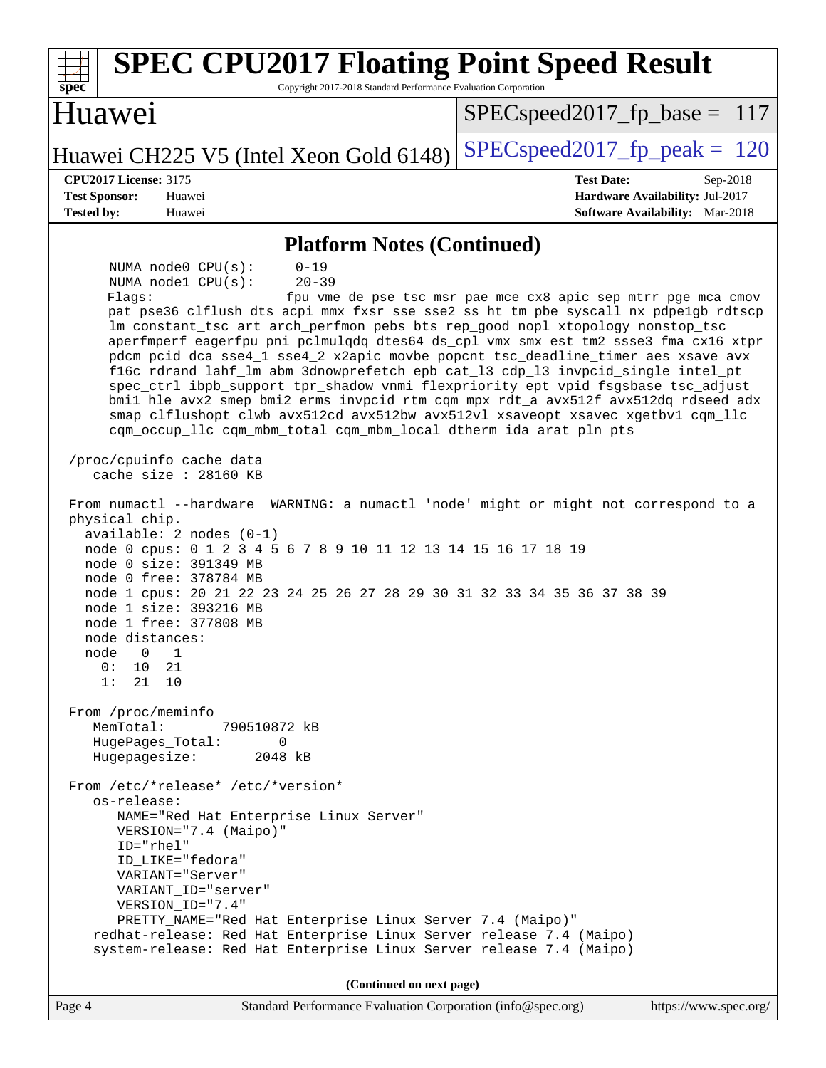## Platform Notes (Continued)

```
     NUMA node0 CPU(s):     0-19
     NUMA node1 CPU(s):     20-39
     Flags:                 fpu vme de pse tsc msr pae mce cx8 apic sep mtrr pge mca cmov
     pat pse36 clflush dts acpi mmx fxsr sse sse2 ss ht tm pbe syscall nx pdpe1gb rdtscp
     lm constant_tsc art arch_perfmon pebs bts rep_good nopl xtopology nonstop_tsc
     aperfmperf eagerfpu pni pclmulqdq dtes64 ds_cpl vmx smx est tm2 ssse3 fma cx16 xtpr
     pdcm pcid dca sse4_1 sse4_2 x2apic movbe popcnt tsc_deadline_timer aes xsave avx
     f16c rdrand lahf_lm abm 3dnowprefetch epb cat_l3 cdp_l3 invpcid_single intel_pt
     spec_ctrl ibpb_support tpr_shadow vnmi flexpriority ept vpid fsgsbase tsc_adjust
     bmi1 hle avx2 smep bmi2 erms invpcid rtm cqm mpx rdt_a avx512f avx512dq rdseed adx
     smap clflushopt clwb avx512cd avx512bw avx512vl xsaveopt xsavec xgetbv1 cqm_llc
     cqm_occup_llc cqm_mbm_total cqm_mbm_local dtherm ida arat pln pts

 /proc/cpuinfo cache data
    cache size : 28160 KB

 From numactl --hardware  WARNING: a numactl 'node' might or might not correspond to a
 physical chip.
   available: 2 nodes (0-1)
   node 0 cpus: 0 1 2 3 4 5 6 7 8 9 10 11 12 13 14 15 16 17 18 19
   node 0 size: 391349 MB
   node 0 free: 378784 MB
   node 1 cpus: 20 21 22 23 24 25 26 27 28 29 30 31 32 33 34 35 36 37 38 39
   node 1 size: 393216 MB
   node 1 free: 377808 MB
   node distances:
   node   0   1
     0:  10  21
     1:  21  10

 From /proc/meminfo
    MemTotal:       790510872 kB
    HugePages_Total:       0
    Hugepagesize:       2048 kB

 From /etc/*release* /etc/*version*
    os-release:
       NAME="Red Hat Enterprise Linux Server"
       VERSION="7.4 (Maipo)"
       ID="rhel"
       ID_LIKE="fedora"
       VARIANT="Server"
       VARIANT_ID="server"
       VERSION_ID="7.4"
       PRETTY_NAME="Red Hat Enterprise Linux Server 7.4 (Maipo)"
    redhat-release: Red Hat Enterprise Linux Server release 7.4 (Maipo)
    system-release: Red Hat Enterprise Linux Server release 7.4 (Maipo)
```

**(Continued on next page)**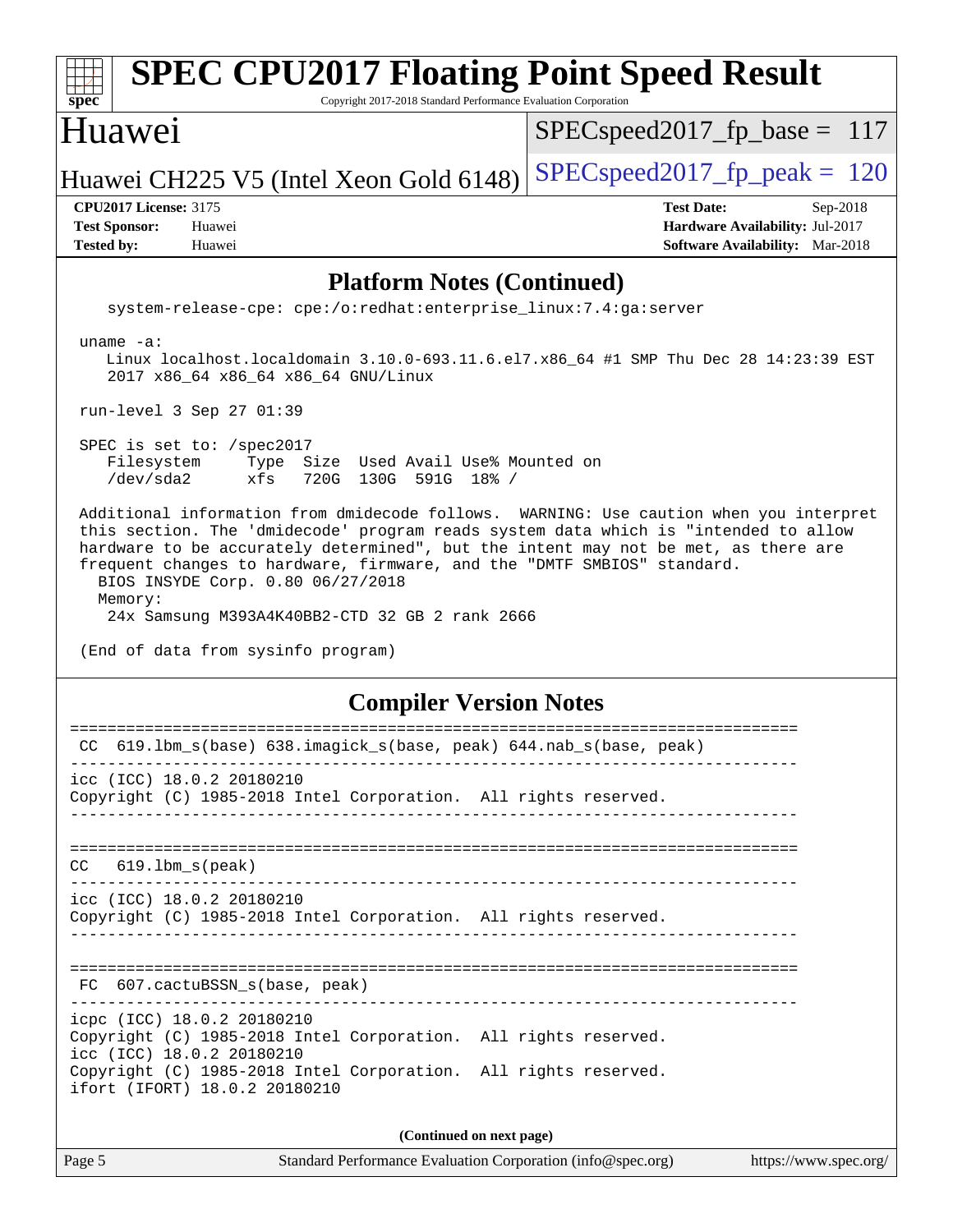# SPEC CPU2017 Floating Point Speed Result

Copyright 2017-2018 Standard Performance Evaluation Corporation

## Huawei

Huawei CH225 V5 (Intel Xeon Gold 6148)

SPECspeed2017_fp_base = 117

SPECspeed2017_fp_peak = 120

**CPU2017 License:** 3175
**Test Sponsor:** Huawei
**Tested by:** Huawei

**Test Date:** Sep-2018
**Hardware Availability:** Jul-2017
**Software Availability:** Mar-2018

### Platform Notes (Continued)

```
    system-release-cpe: cpe:/o:redhat:enterprise_linux:7.4:ga:server

 uname -a:
    Linux localhost.localdomain 3.10.0-693.11.6.el7.x86_64 #1 SMP Thu Dec 28 14:23:39 EST
    2017 x86_64 x86_64 x86_64 GNU/Linux

 run-level 3 Sep 27 01:39

 SPEC is set to: /spec2017
    Filesystem     Type  Size  Used Avail Use% Mounted on
    /dev/sda2      xfs   720G  130G  591G  18% /

 Additional information from dmidecode follows.  WARNING: Use caution when you interpret
 this section. The 'dmidecode' program reads system data which is "intended to allow
 hardware to be accurately determined", but the intent may not be met, as there are
 frequent changes to hardware, firmware, and the "DMTF SMBIOS" standard.
   BIOS INSYDE Corp. 0.80 06/27/2018
   Memory:
    24x Samsung M393A4K40BB2-CTD 32 GB 2 rank 2666

 (End of data from sysinfo program)
```

### Compiler Version Notes

```
==============================================================================
 CC  619.lbm_s(base) 638.imagick_s(base, peak) 644.nab_s(base, peak)
------------------------------------------------------------------------------
icc (ICC) 18.0.2 20180210
Copyright (C) 1985-2018 Intel Corporation.  All rights reserved.
------------------------------------------------------------------------------

==============================================================================
 CC   619.lbm_s(peak)
------------------------------------------------------------------------------
icc (ICC) 18.0.2 20180210
Copyright (C) 1985-2018 Intel Corporation.  All rights reserved.
------------------------------------------------------------------------------

==============================================================================
 FC  607.cactuBSSN_s(base, peak)
------------------------------------------------------------------------------
icpc (ICC) 18.0.2 20180210
Copyright (C) 1985-2018 Intel Corporation.  All rights reserved.
icc (ICC) 18.0.2 20180210
Copyright (C) 1985-2018 Intel Corporation.  All rights reserved.
ifort (IFORT) 18.0.2 20180210
```

(Continued on next page)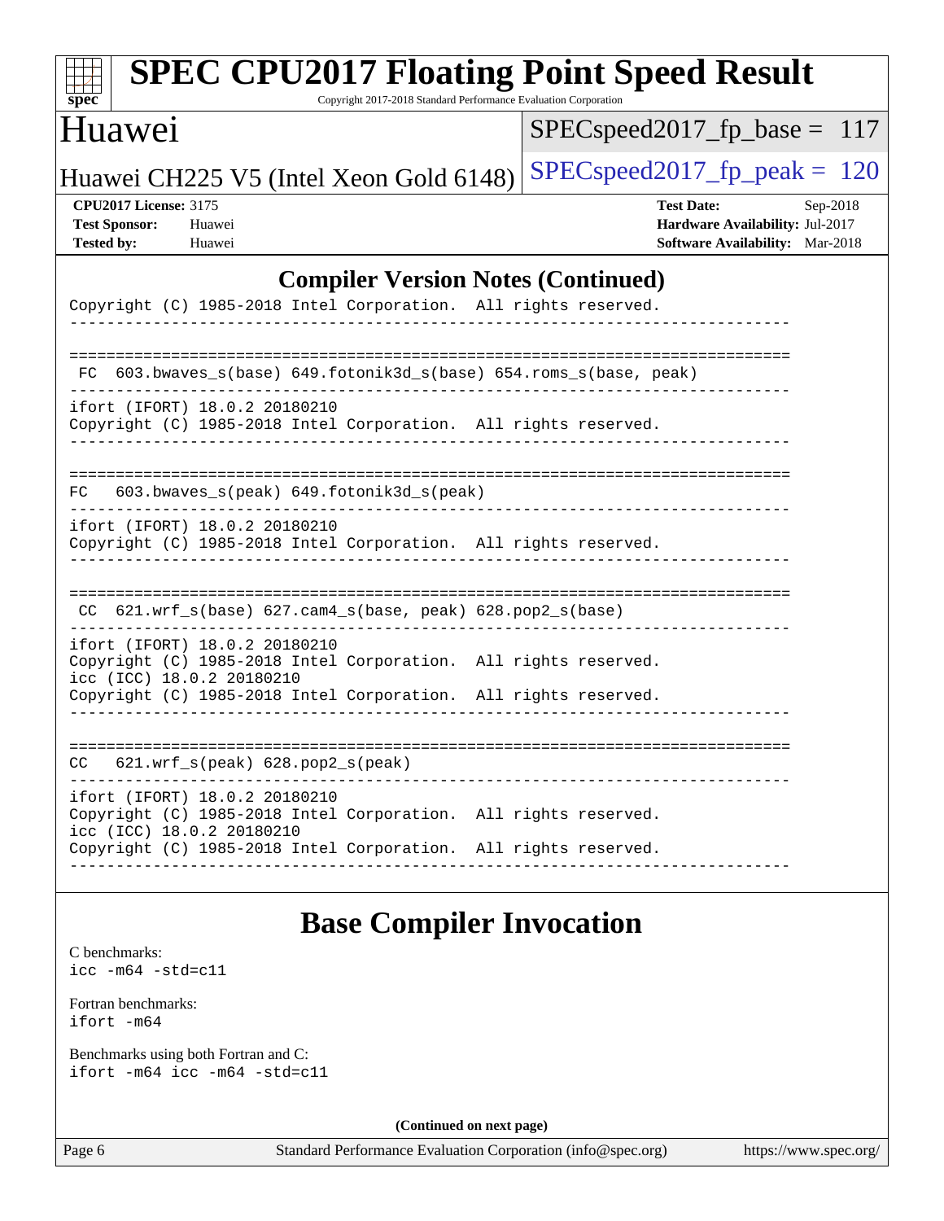## Compiler Version Notes (Continued)

```
Copyright (C) 1985-2018 Intel Corporation.  All rights reserved.
------------------------------------------------------------------------------

==============================================================================
 FC  603.bwaves_s(base) 649.fotonik3d_s(base) 654.roms_s(base, peak)
------------------------------------------------------------------------------
ifort (IFORT) 18.0.2 20180210
Copyright (C) 1985-2018 Intel Corporation.  All rights reserved.
------------------------------------------------------------------------------

==============================================================================
FC   603.bwaves_s(peak) 649.fotonik3d_s(peak)
------------------------------------------------------------------------------
ifort (IFORT) 18.0.2 20180210
Copyright (C) 1985-2018 Intel Corporation.  All rights reserved.
------------------------------------------------------------------------------

==============================================================================
 CC  621.wrf_s(base) 627.cam4_s(base, peak) 628.pop2_s(base)
------------------------------------------------------------------------------
ifort (IFORT) 18.0.2 20180210
Copyright (C) 1985-2018 Intel Corporation.  All rights reserved.
icc (ICC) 18.0.2 20180210
Copyright (C) 1985-2018 Intel Corporation.  All rights reserved.
------------------------------------------------------------------------------

==============================================================================
CC   621.wrf_s(peak) 628.pop2_s(peak)
------------------------------------------------------------------------------
ifort (IFORT) 18.0.2 20180210
Copyright (C) 1985-2018 Intel Corporation.  All rights reserved.
icc (ICC) 18.0.2 20180210
Copyright (C) 1985-2018 Intel Corporation.  All rights reserved.
------------------------------------------------------------------------------
```

# Base Compiler Invocation

C benchmarks:
```
icc -m64 -std=c11
```

Fortran benchmarks:
```
ifort -m64
```

Benchmarks using both Fortran and C:
```
ifort -m64 icc -m64 -std=c11
```

**(Continued on next page)**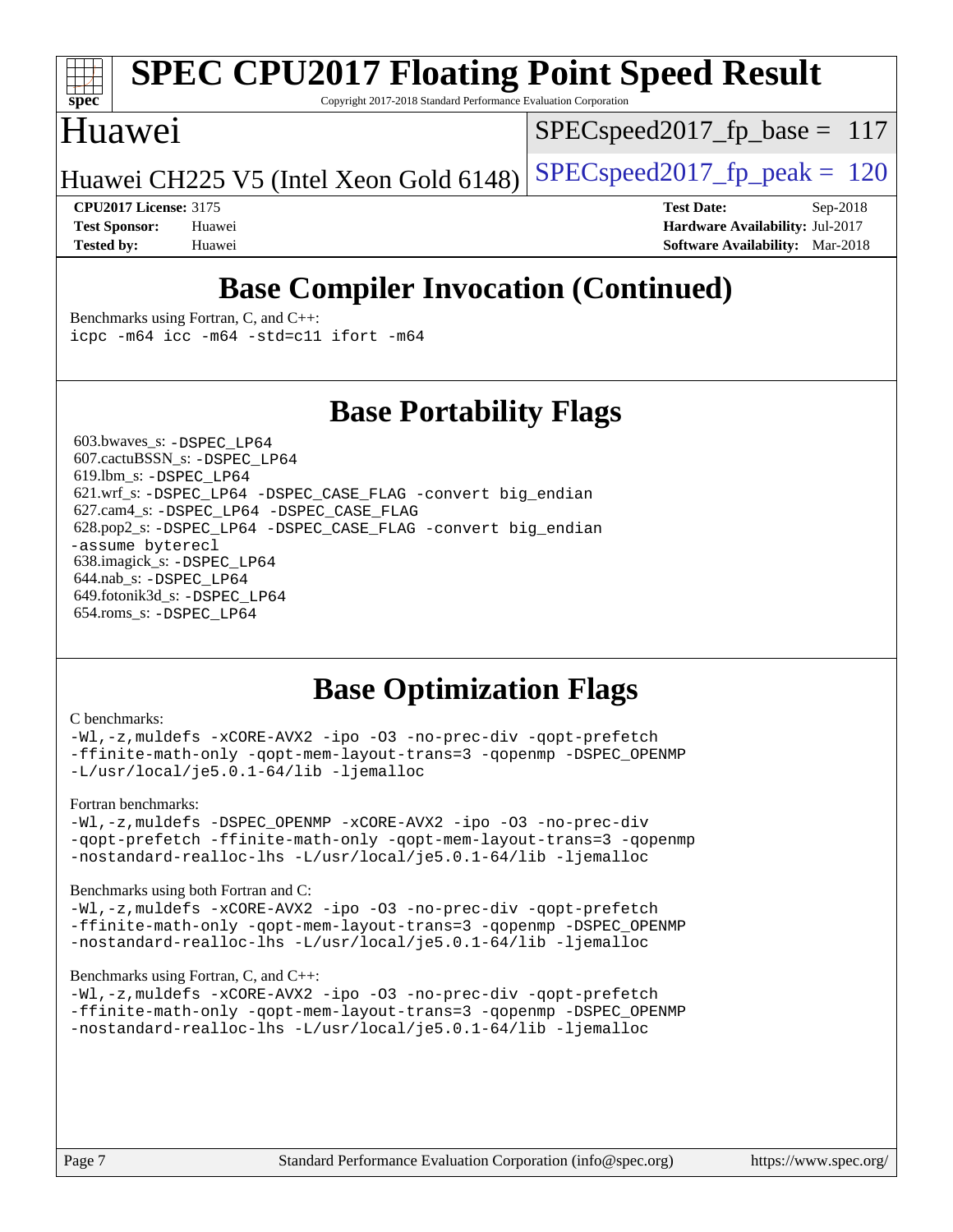# Base Compiler Invocation (Continued)

Benchmarks using Fortran, C, and C++:
```
icpc -m64 icc -m64 -std=c11 ifort -m64
```

# Base Portability Flags

603.bwaves_s: `-DSPEC_LP64`
607.cactuBSSN_s: `-DSPEC_LP64`
619.lbm_s: `-DSPEC_LP64`
621.wrf_s: `-DSPEC_LP64 -DSPEC_CASE_FLAG -convert big_endian`
627.cam4_s: `-DSPEC_LP64 -DSPEC_CASE_FLAG`
628.pop2_s: `-DSPEC_LP64 -DSPEC_CASE_FLAG -convert big_endian -assume byterecl`
638.imagick_s: `-DSPEC_LP64`
644.nab_s: `-DSPEC_LP64`
649.fotonik3d_s: `-DSPEC_LP64`
654.roms_s: `-DSPEC_LP64`

# Base Optimization Flags

C benchmarks:
```
-Wl,-z,muldefs -xCORE-AVX2 -ipo -O3 -no-prec-div -qopt-prefetch
-ffinite-math-only -qopt-mem-layout-trans=3 -qopenmp -DSPEC_OPENMP
-L/usr/local/je5.0.1-64/lib -ljemalloc
```

Fortran benchmarks:
```
-Wl,-z,muldefs -DSPEC_OPENMP -xCORE-AVX2 -ipo -O3 -no-prec-div
-qopt-prefetch -ffinite-math-only -qopt-mem-layout-trans=3 -qopenmp
-nostandard-realloc-lhs -L/usr/local/je5.0.1-64/lib -ljemalloc
```

Benchmarks using both Fortran and C:
```
-Wl,-z,muldefs -xCORE-AVX2 -ipo -O3 -no-prec-div -qopt-prefetch
-ffinite-math-only -qopt-mem-layout-trans=3 -qopenmp -DSPEC_OPENMP
-nostandard-realloc-lhs -L/usr/local/je5.0.1-64/lib -ljemalloc
```

Benchmarks using Fortran, C, and C++:
```
-Wl,-z,muldefs -xCORE-AVX2 -ipo -O3 -no-prec-div -qopt-prefetch
-ffinite-math-only -qopt-mem-layout-trans=3 -qopenmp -DSPEC_OPENMP
-nostandard-realloc-lhs -L/usr/local/je5.0.1-64/lib -ljemalloc
```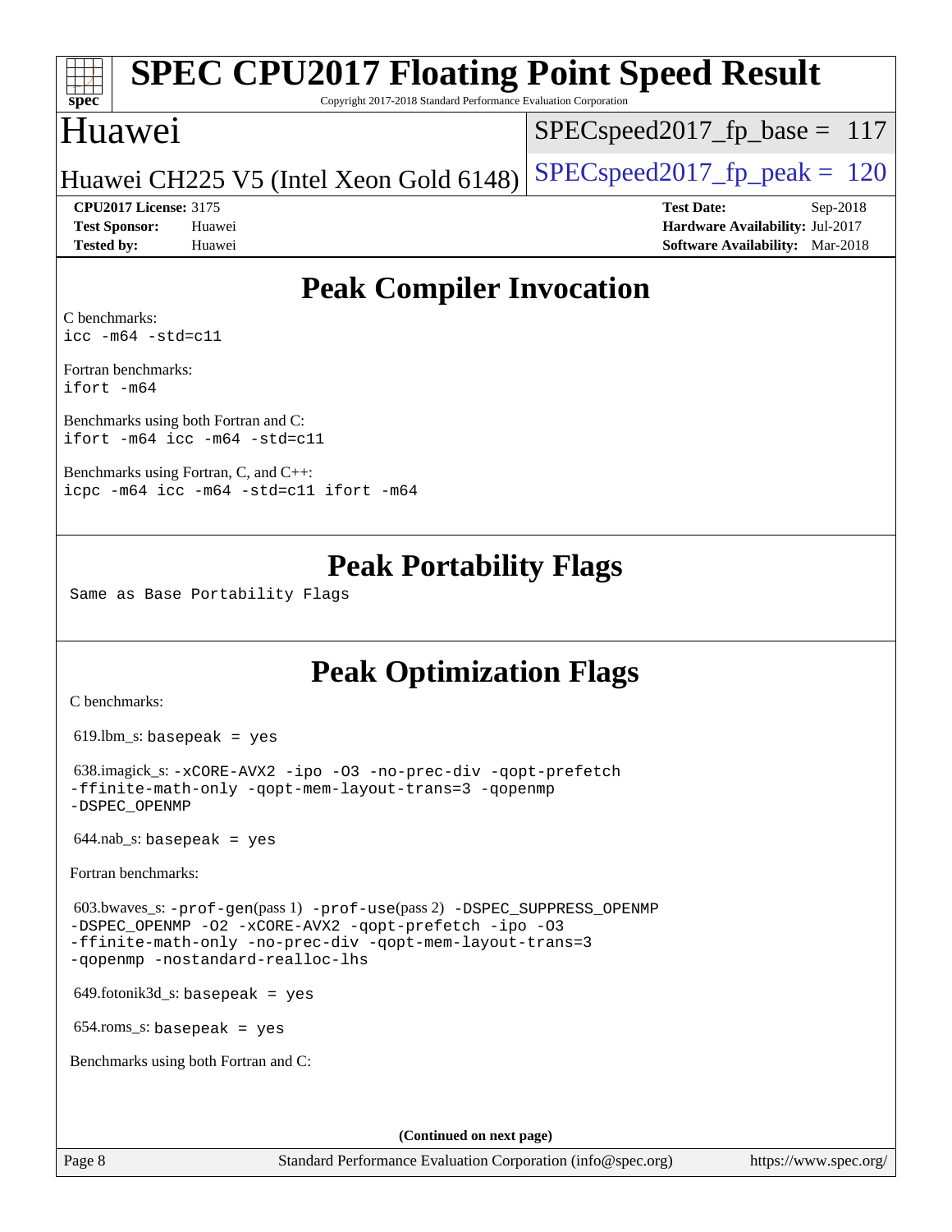# SPEC CPU2017 Floating Point Speed Result

Copyright 2017-2018 Standard Performance Evaluation Corporation

## Huawei

Huawei CH225 V5 (Intel Xeon Gold 6148)

SPECspeed2017_fp_base = 117

SPECspeed2017_fp_peak = 120

**CPU2017 License:** 3175
**Test Sponsor:** Huawei
**Tested by:** Huawei

**Test Date:** Sep-2018
**Hardware Availability:** Jul-2017
**Software Availability:** Mar-2018

## Peak Compiler Invocation

C benchmarks:
`icc -m64 -std=c11`

Fortran benchmarks:
`ifort -m64`

Benchmarks using both Fortran and C:
`ifort -m64 icc -m64 -std=c11`

Benchmarks using Fortran, C, and C++:
`icpc -m64 icc -m64 -std=c11 ifort -m64`

## Peak Portability Flags

Same as Base Portability Flags

## Peak Optimization Flags

C benchmarks:

619.lbm_s: `basepeak = yes`

638.imagick_s: `-xCORE-AVX2 -ipo -O3 -no-prec-div -qopt-prefetch -ffinite-math-only -qopt-mem-layout-trans=3 -qopenmp -DSPEC_OPENMP`

644.nab_s: `basepeak = yes`

Fortran benchmarks:

603.bwaves_s: `-prof-gen`(pass 1) `-prof-use`(pass 2) `-DSPEC_SUPPRESS_OPENMP -DSPEC_OPENMP -O2 -xCORE-AVX2 -qopt-prefetch -ipo -O3 -ffinite-math-only -no-prec-div -qopt-mem-layout-trans=3 -qopenmp -nostandard-realloc-lhs`

649.fotonik3d_s: `basepeak = yes`

654.roms_s: `basepeak = yes`

Benchmarks using both Fortran and C:

**(Continued on next page)**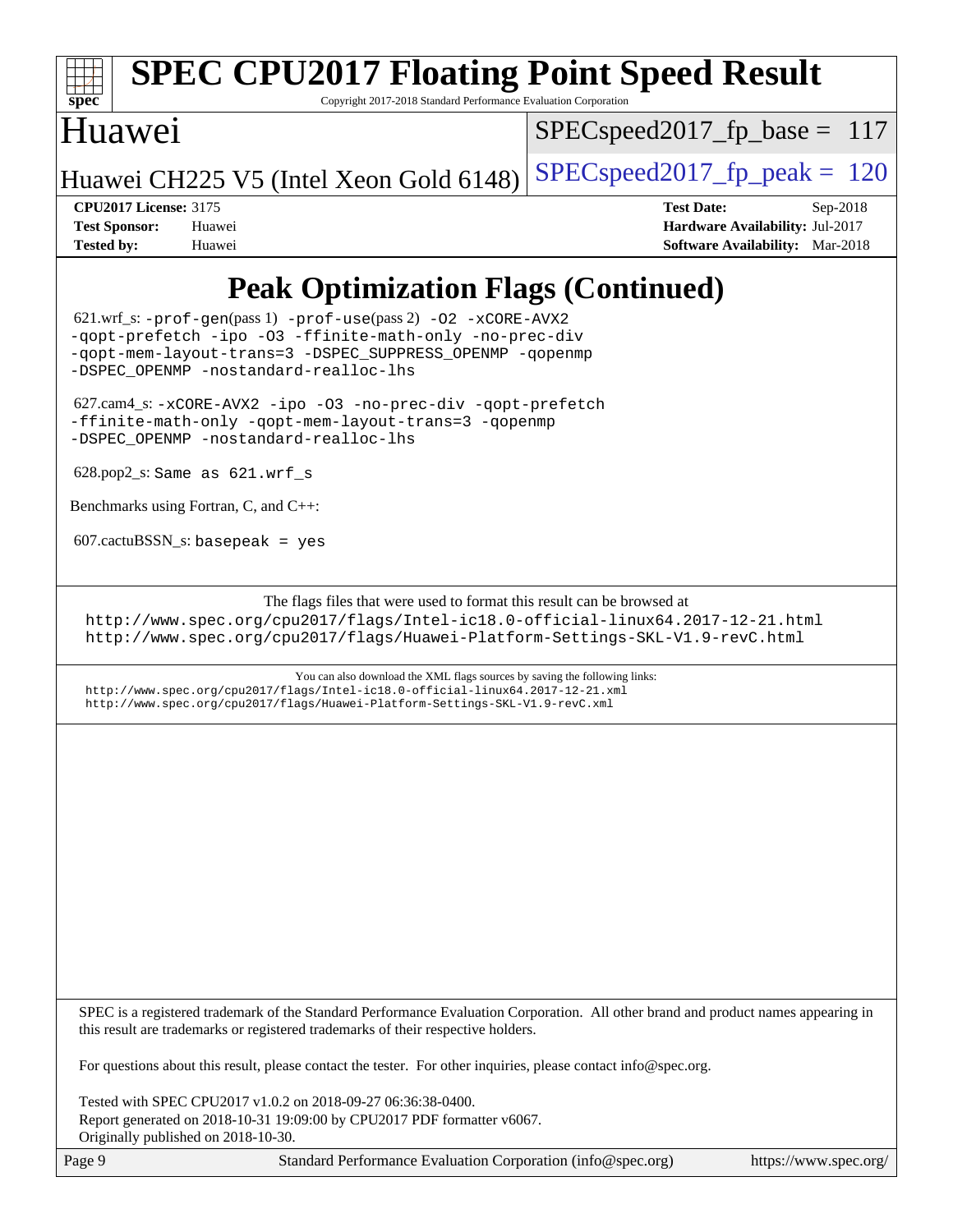# Peak Optimization Flags (Continued)

621.wrf_s: -prof-gen(pass 1) -prof-use(pass 2) -O2 -xCORE-AVX2 -qopt-prefetch -ipo -O3 -ffinite-math-only -no-prec-div -qopt-mem-layout-trans=3 -DSPEC_SUPPRESS_OPENMP -qopenmp -DSPEC_OPENMP -nostandard-realloc-lhs

627.cam4_s: -xCORE-AVX2 -ipo -O3 -no-prec-div -qopt-prefetch -ffinite-math-only -qopt-mem-layout-trans=3 -qopenmp -DSPEC_OPENMP -nostandard-realloc-lhs

628.pop2_s: Same as 621.wrf_s

Benchmarks using Fortran, C, and C++:

607.cactuBSSN_s: basepeak = yes

The flags files that were used to format this result can be browsed at
http://www.spec.org/cpu2017/flags/Intel-ic18.0-official-linux64.2017-12-21.html
http://www.spec.org/cpu2017/flags/Huawei-Platform-Settings-SKL-V1.9-revC.html

You can also download the XML flags sources by saving the following links:
http://www.spec.org/cpu2017/flags/Intel-ic18.0-official-linux64.2017-12-21.xml
http://www.spec.org/cpu2017/flags/Huawei-Platform-Settings-SKL-V1.9-revC.xml

SPEC is a registered trademark of the Standard Performance Evaluation Corporation. All other brand and product names appearing in this result are trademarks or registered trademarks of their respective holders.

For questions about this result, please contact the tester. For other inquiries, please contact info@spec.org.

Tested with SPEC CPU2017 v1.0.2 on 2018-09-27 06:36:38-0400.
Report generated on 2018-10-31 19:09:00 by CPU2017 PDF formatter v6067.
Originally published on 2018-10-30.